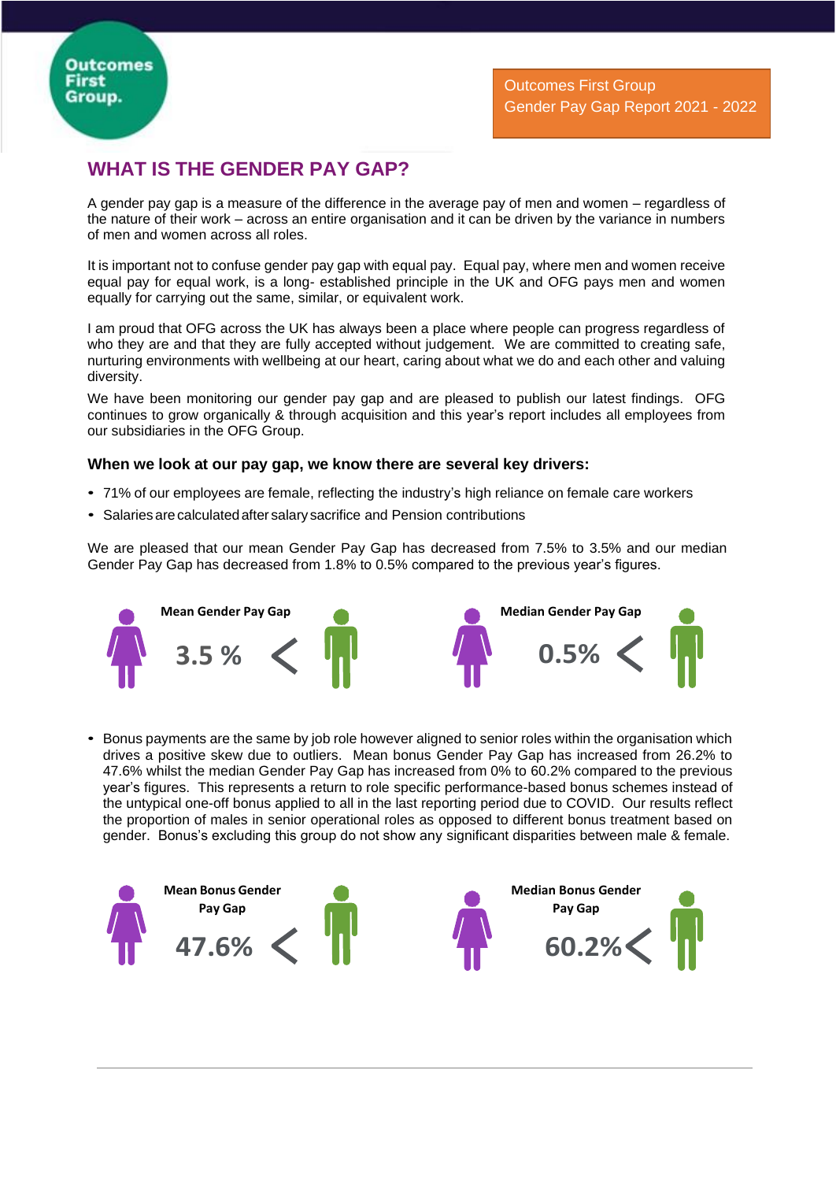Outcomes First Group

Outcomes First Group
Gender Pay Gap Report 2021 - 2022

## WHAT IS THE GENDER PAY GAP?

A gender pay gap is a measure of the difference in the average pay of men and women – regardless of the nature of their work – across an entire organisation and it can be driven by the variance in numbers of men and women across all roles.

It is important not to confuse gender pay gap with equal pay. Equal pay, where men and women receive equal pay for equal work, is a long- established principle in the UK and OFG pays men and women equally for carrying out the same, similar, or equivalent work.

I am proud that OFG across the UK has always been a place where people can progress regardless of who they are and that they are fully accepted without judgement. We are committed to creating safe, nurturing environments with wellbeing at our heart, caring about what we do and each other and valuing diversity.

We have been monitoring our gender pay gap and are pleased to publish our latest findings. OFG continues to grow organically & through acquisition and this year's report includes all employees from our subsidiaries in the OFG Group.

### When we look at our pay gap, we know there are several key drivers:

- 71% of our employees are female, reflecting the industry's high reliance on female care workers
- Salaries are calculated after salary sacrifice and Pension contributions

We are pleased that our mean Gender Pay Gap has decreased from 7.5% to 3.5% and our median Gender Pay Gap has decreased from 1.8% to 0.5% compared to the previous year's figures.

**Mean Gender Pay Gap**

3.5 % <

**Median Gender Pay Gap**

0.5% <

- Bonus payments are the same by job role however aligned to senior roles within the organisation which drives a positive skew due to outliers. Mean bonus Gender Pay Gap has increased from 26.2% to 47.6% whilst the median Gender Pay Gap has increased from 0% to 60.2% compared to the previous year's figures. This represents a return to role specific performance-based bonus schemes instead of the untypical one-off bonus applied to all in the last reporting period due to COVID. Our results reflect the proportion of males in senior operational roles as opposed to different bonus treatment based on gender. Bonus's excluding this group do not show any significant disparities between male & female.

**Mean Bonus Gender Pay Gap**

47.6% <

**Median Bonus Gender Pay Gap**

60.2% <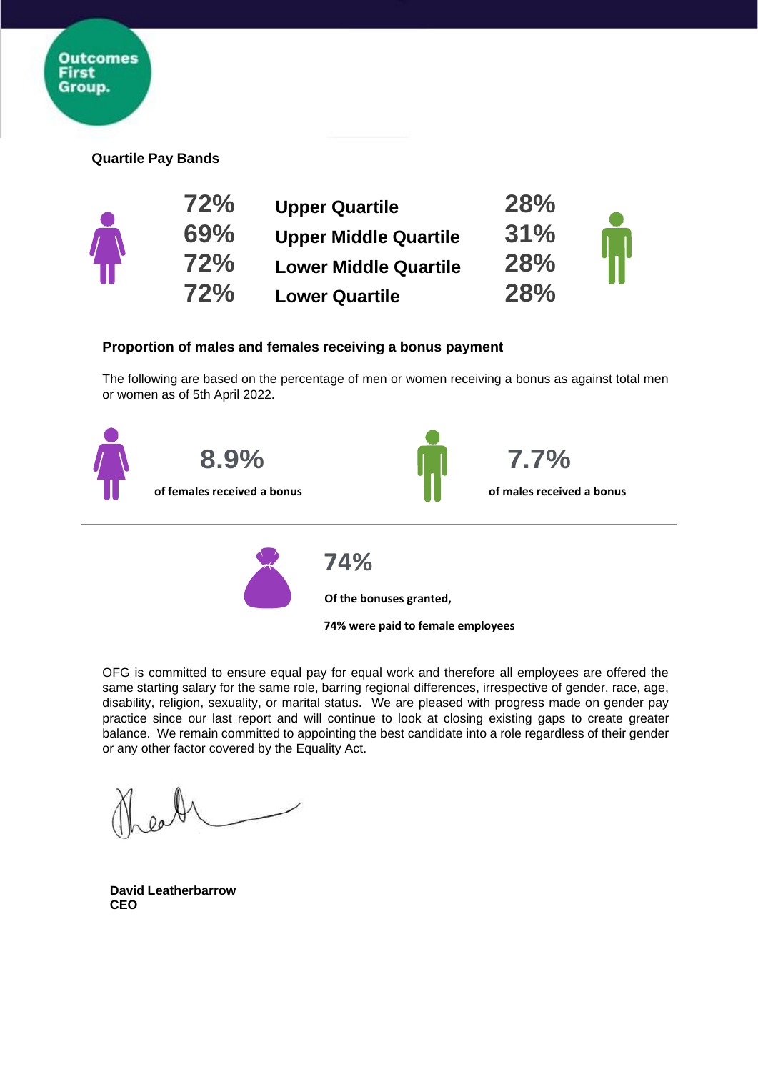Outcomes First Group.

## Quartile Pay Bands

| | | |
|---|---|---|
| 72% | Upper Quartile | 28% |
| 69% | Upper Middle Quartile | 31% |
| 72% | Lower Middle Quartile | 28% |
| 72% | Lower Quartile | 28% |

## Proportion of males and females receiving a bonus payment

The following are based on the percentage of men or women receiving a bonus as against total men or women as of 5th April 2022.

**8.9%**

**of females received a bonus**

**7.7%**

**of males received a bonus**

**74%**

**Of the bonuses granted,**

**74% were paid to female employees**

OFG is committed to ensure equal pay for equal work and therefore all employees are offered the same starting salary for the same role, barring regional differences, irrespective of gender, race, age, disability, religion, sexuality, or marital status. We are pleased with progress made on gender pay practice since our last report and will continue to look at closing existing gaps to create greater balance. We remain committed to appointing the best candidate into a role regardless of their gender or any other factor covered by the Equality Act.

**David Leatherbarrow**
**CEO**